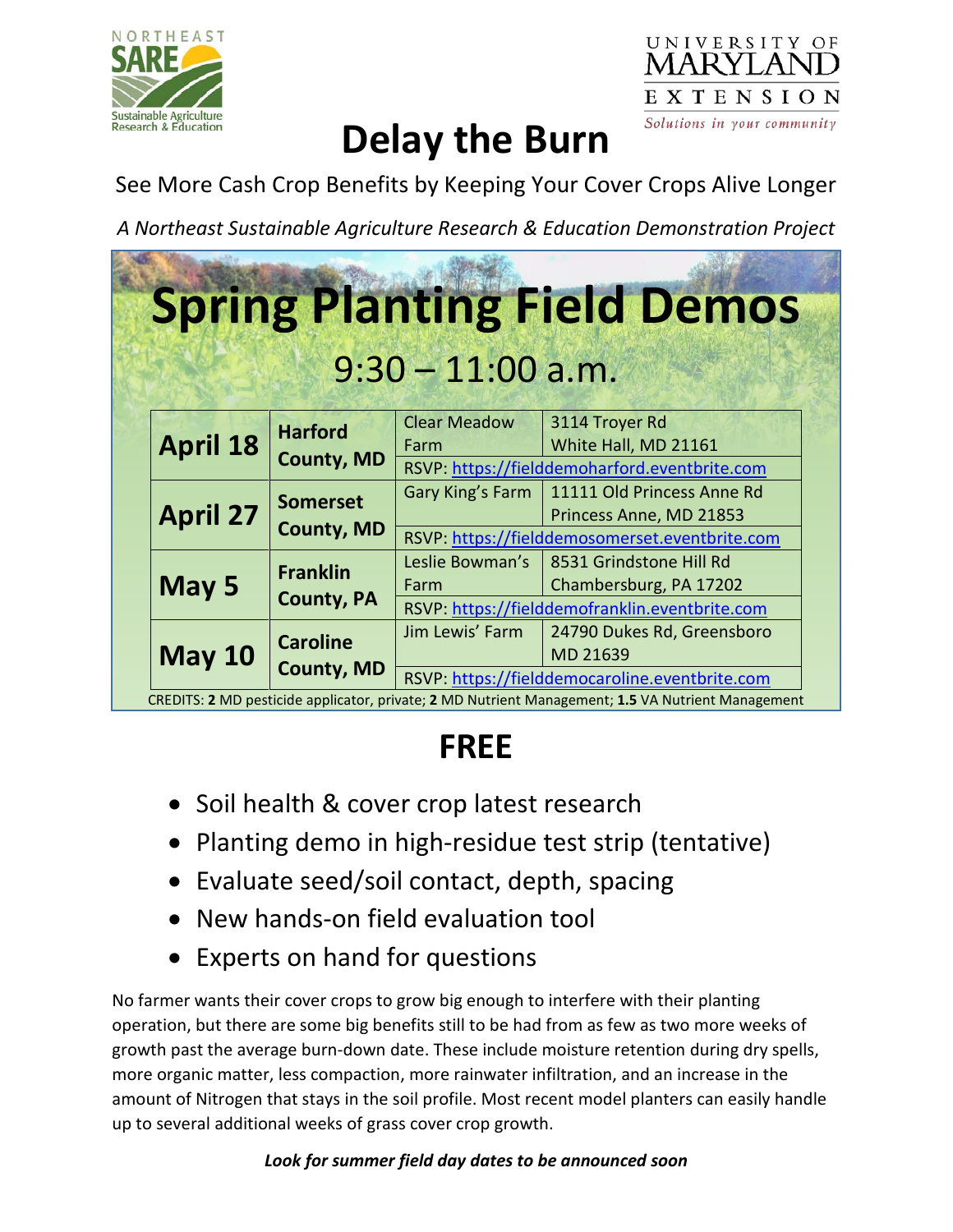# Delay the Burn

See More Cash Crop Benefits by Keeping Your Cover Crops Alive Longer

*A Northeast Sustainable Agriculture Research & Education Demonstration Project*

## Spring Planting Field Demos

### 9:30 – 11:00 a.m.

| Date | County | Farm | Address |
|---|---|---|---|
| **April 18** | **Harford County, MD** | Clear Meadow Farm | 3114 Troyer Rd White Hall, MD 21161 |
| | | RSVP: https://fielddemoharford.eventbrite.com | |
| **April 27** | **Somerset County, MD** | Gary King's Farm | 11111 Old Princess Anne Rd Princess Anne, MD 21853 |
| | | RSVP: https://fielddemosomerset.eventbrite.com | |
| **May 5** | **Franklin County, PA** | Leslie Bowman's Farm | 8531 Grindstone Hill Rd Chambersburg, PA 17202 |
| | | RSVP: https://fielddemofranklin.eventbrite.com | |
| **May 10** | **Caroline County, MD** | Jim Lewis' Farm | 24790 Dukes Rd, Greensboro MD 21639 |
| | | RSVP: https://fielddemocaroline.eventbrite.com | |

CREDITS: **2** MD pesticide applicator, private; **2** MD Nutrient Management; **1.5** VA Nutrient Management

## FREE

- Soil health & cover crop latest research
- Planting demo in high-residue test strip (tentative)
- Evaluate seed/soil contact, depth, spacing
- New hands-on field evaluation tool
- Experts on hand for questions

No farmer wants their cover crops to grow big enough to interfere with their planting operation, but there are some big benefits still to be had from as few as two more weeks of growth past the average burn-down date. These include moisture retention during dry spells, more organic matter, less compaction, more rainwater infiltration, and an increase in the amount of Nitrogen that stays in the soil profile. Most recent model planters can easily handle up to several additional weeks of grass cover crop growth.

***Look for summer field day dates to be announced soon***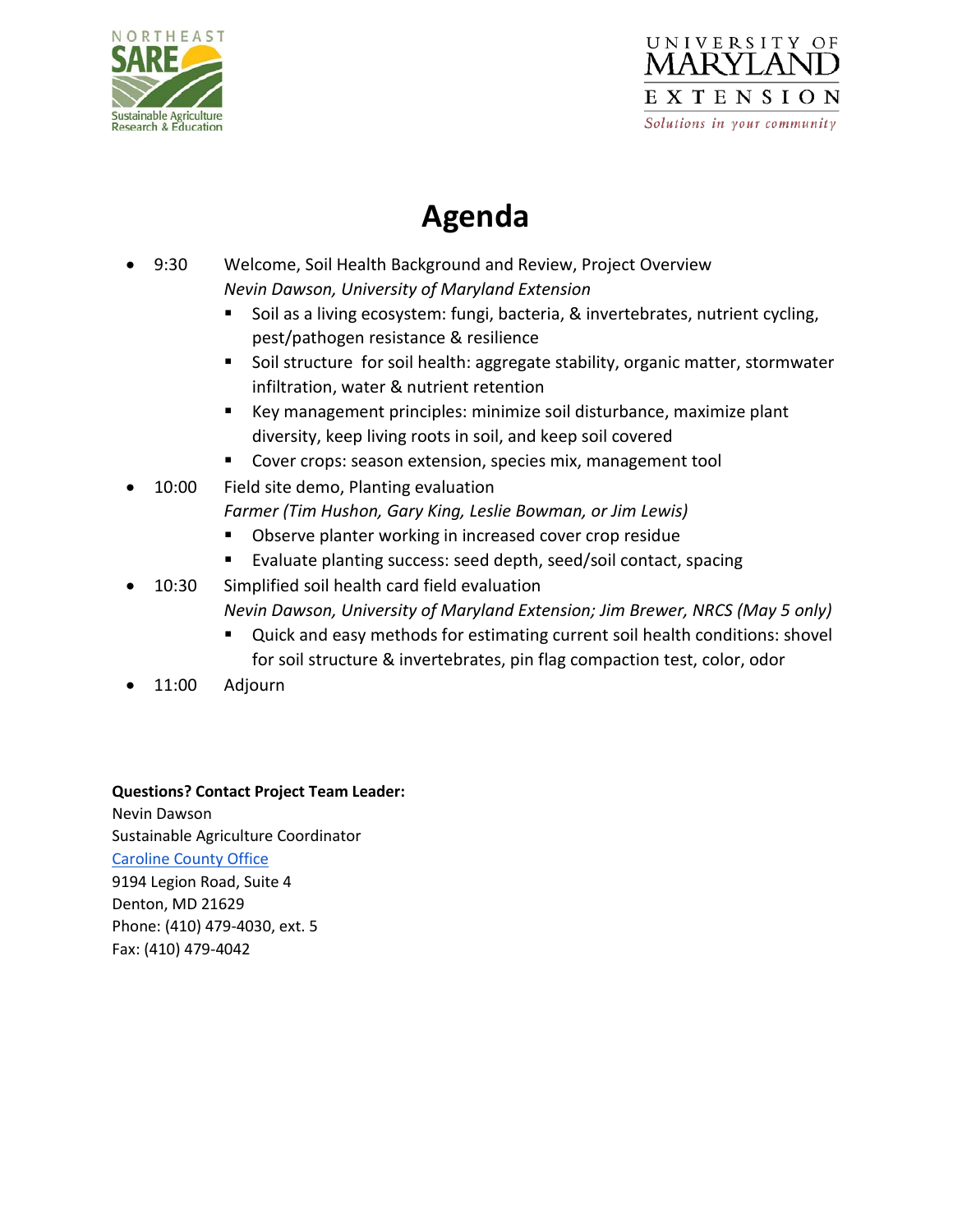# Agenda

- 9:30 Welcome, Soil Health Background and Review, Project Overview
  *Nevin Dawson, University of Maryland Extension*
  - Soil as a living ecosystem: fungi, bacteria, & invertebrates, nutrient cycling, pest/pathogen resistance & resilience
  - Soil structure for soil health: aggregate stability, organic matter, stormwater infiltration, water & nutrient retention
  - Key management principles: minimize soil disturbance, maximize plant diversity, keep living roots in soil, and keep soil covered
  - Cover crops: season extension, species mix, management tool
- 10:00 Field site demo, Planting evaluation
  *Farmer (Tim Hushon, Gary King, Leslie Bowman, or Jim Lewis)*
  - Observe planter working in increased cover crop residue
  - Evaluate planting success: seed depth, seed/soil contact, spacing
- 10:30 Simplified soil health card field evaluation
  *Nevin Dawson, University of Maryland Extension; Jim Brewer, NRCS (May 5 only)*
  - Quick and easy methods for estimating current soil health conditions: shovel for soil structure & invertebrates, pin flag compaction test, color, odor
- 11:00 Adjourn

**Questions? Contact Project Team Leader:**
Nevin Dawson
Sustainable Agriculture Coordinator
Caroline County Office
9194 Legion Road, Suite 4
Denton, MD 21629
Phone: (410) 479-4030, ext. 5
Fax: (410) 479-4042